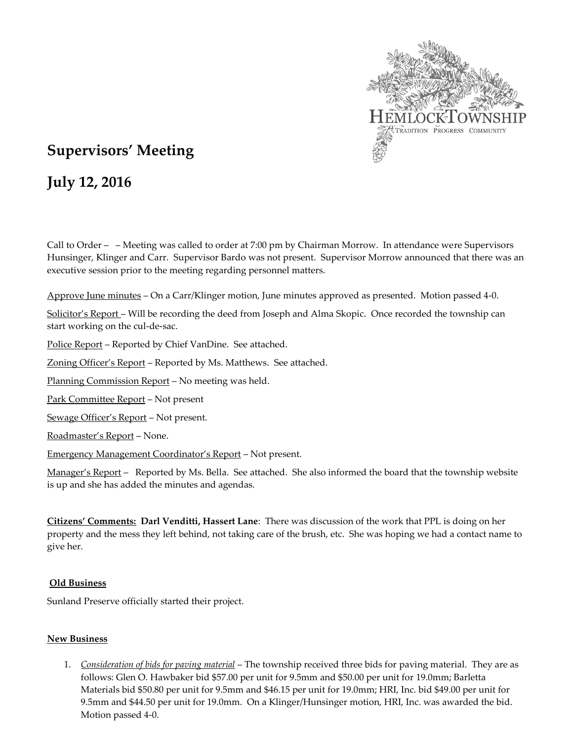# Supervisors' Meeting

# July 12, 2016

Call to Order – – Meeting was called to order at 7:00 pm by Chairman Morrow. In attendance were Supervisors Hunsinger, Klinger and Carr. Supervisor Bardo was not present. Supervisor Morrow announced that there was an executive session prior to the meeting regarding personnel matters.

Approve June minutes – On a Carr/Klinger motion, June minutes approved as presented. Motion passed 4-0.

Solicitor's Report – Will be recording the deed from Joseph and Alma Skopic. Once recorded the township can start working on the cul-de-sac.

Police Report – Reported by Chief VanDine. See attached.

Zoning Officer's Report – Reported by Ms. Matthews. See attached.

Planning Commission Report – No meeting was held.

Park Committee Report – Not present

Sewage Officer's Report – Not present.

Roadmaster's Report – None.

Emergency Management Coordinator's Report – Not present.

Manager's Report – Reported by Ms. Bella. See attached. She also informed the board that the township website is up and she has added the minutes and agendas.

**Citizens' Comments: Darl Venditti, Hassert Lane**: There was discussion of the work that PPL is doing on her property and the mess they left behind, not taking care of the brush, etc. She was hoping we had a contact name to give her.

**Old Business**

Sunland Preserve officially started their project.

**New Business**

1. *Consideration of bids for paving material* – The township received three bids for paving material. They are as follows: Glen O. Hawbaker bid $57.00 per unit for 9.5mm and $50.00 per unit for 19.0mm; Barletta Materials bid $50.80 per unit for 9.5mm and $46.15 per unit for 19.0mm; HRI, Inc. bid $49.00 per unit for 9.5mm and $44.50 per unit for 19.0mm. On a Klinger/Hunsinger motion, HRI, Inc. was awarded the bid. Motion passed 4-0.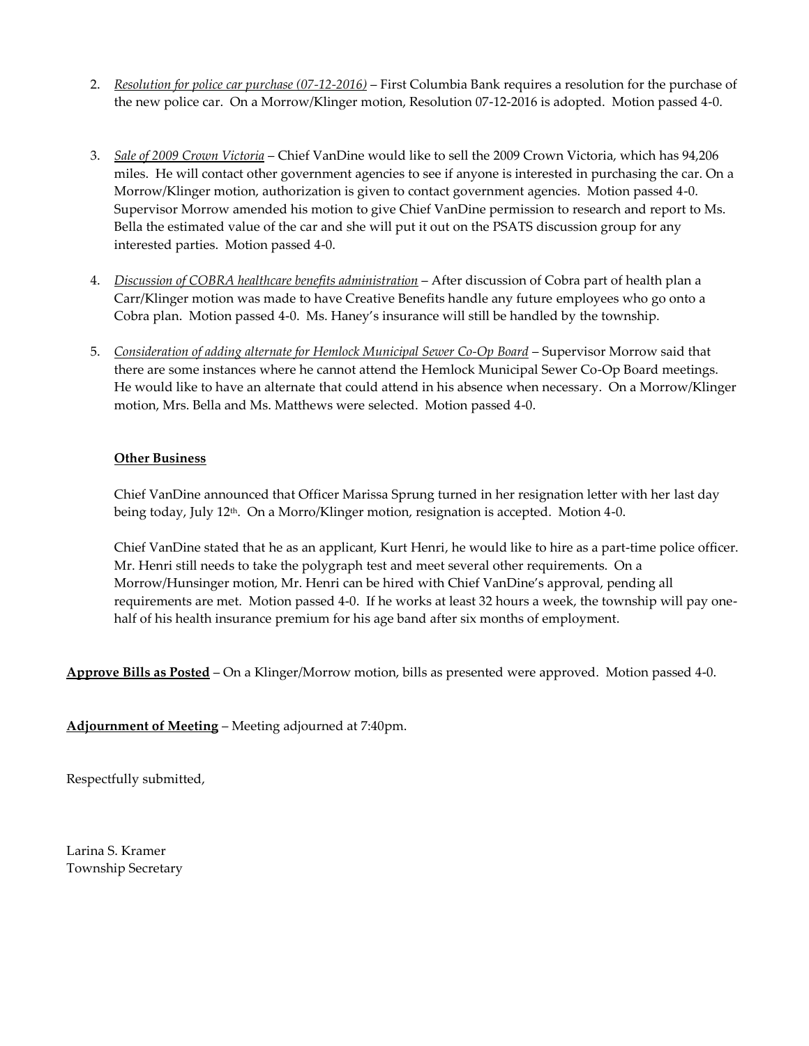2. *Resolution for police car purchase (07-12-2016)* – First Columbia Bank requires a resolution for the purchase of the new police car. On a Morrow/Klinger motion, Resolution 07-12-2016 is adopted. Motion passed 4-0.

3. *Sale of 2009 Crown Victoria* – Chief VanDine would like to sell the 2009 Crown Victoria, which has 94,206 miles. He will contact other government agencies to see if anyone is interested in purchasing the car. On a Morrow/Klinger motion, authorization is given to contact government agencies. Motion passed 4-0. Supervisor Morrow amended his motion to give Chief VanDine permission to research and report to Ms. Bella the estimated value of the car and she will put it out on the PSATS discussion group for any interested parties. Motion passed 4-0.

4. *Discussion of COBRA healthcare benefits administration* – After discussion of Cobra part of health plan a Carr/Klinger motion was made to have Creative Benefits handle any future employees who go onto a Cobra plan. Motion passed 4-0. Ms. Haney's insurance will still be handled by the township.

5. *Consideration of adding alternate for Hemlock Municipal Sewer Co-Op Board* – Supervisor Morrow said that there are some instances where he cannot attend the Hemlock Municipal Sewer Co-Op Board meetings. He would like to have an alternate that could attend in his absence when necessary. On a Morrow/Klinger motion, Mrs. Bella and Ms. Matthews were selected. Motion passed 4-0.

**Other Business**

Chief VanDine announced that Officer Marissa Sprung turned in her resignation letter with her last day being today, July 12th. On a Morro/Klinger motion, resignation is accepted. Motion 4-0.

Chief VanDine stated that he as an applicant, Kurt Henri, he would like to hire as a part-time police officer. Mr. Henri still needs to take the polygraph test and meet several other requirements. On a Morrow/Hunsinger motion, Mr. Henri can be hired with Chief VanDine's approval, pending all requirements are met. Motion passed 4-0. If he works at least 32 hours a week, the township will pay one-half of his health insurance premium for his age band after six months of employment.

**Approve Bills as Posted** – On a Klinger/Morrow motion, bills as presented were approved. Motion passed 4-0.

**Adjournment of Meeting** – Meeting adjourned at 7:40pm.

Respectfully submitted,

Larina S. Kramer
Township Secretary